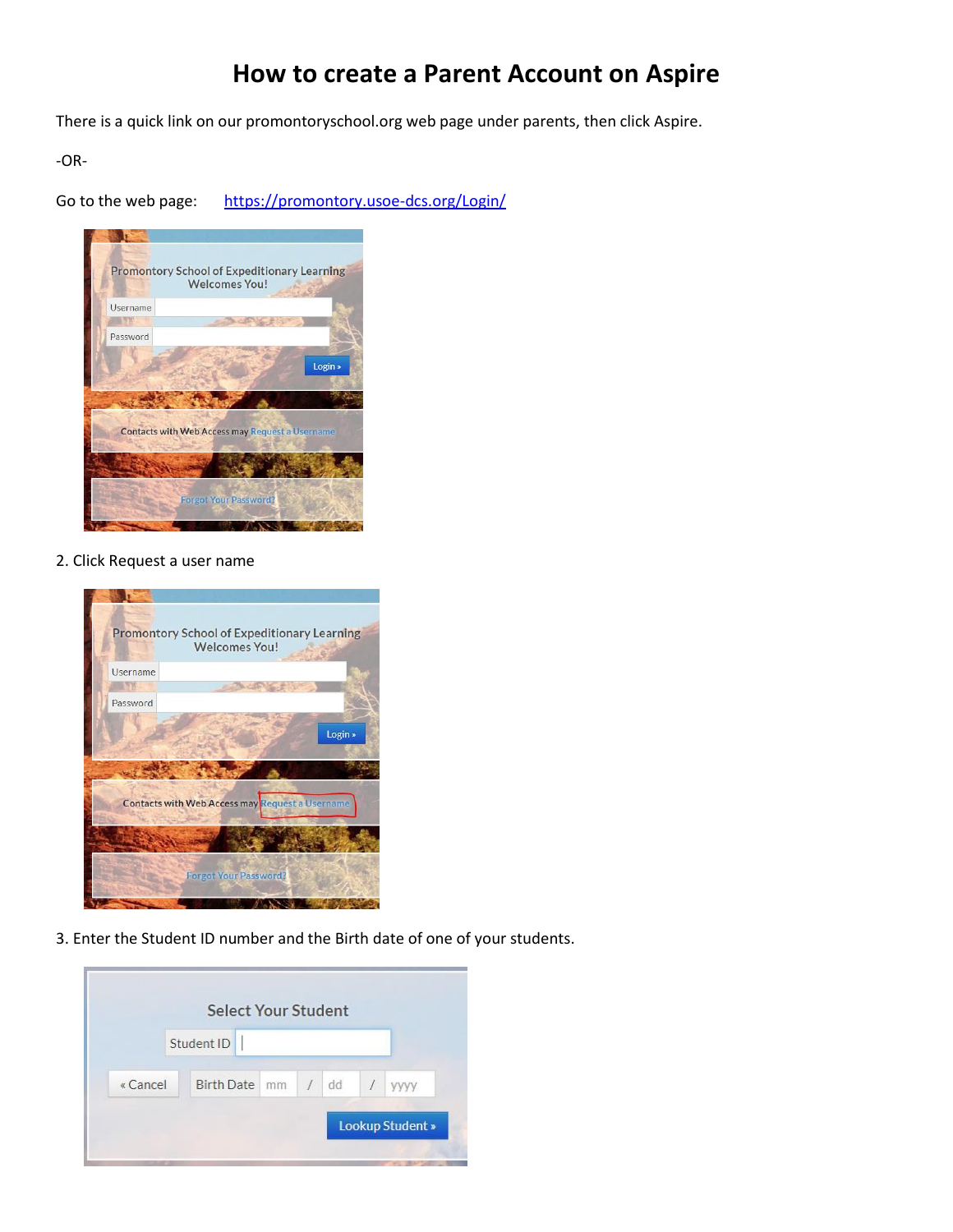# How to create a Parent Account on Aspire

There is a quick link on our promontoryschool.org web page under parents, then click Aspire.

-OR-

Go to the web page: https://promontory.usoe-dcs.org/Login/

Promontory School of Expeditionary Learning Welcomes You!

Username

Password

Login »

Contacts with Web Access may Request a Username

Forgot Your Password?

2. Click Request a user name

Promontory School of Expeditionary Learning Welcomes You!

Username

Password

Login »

Contacts with Web Access may Request a Username

Forgot Your Password?

3. Enter the Student ID number and the Birth date of one of your students.

Select Your Student

Student ID

« Cancel

Birth Date mm / dd / yyyy

Lookup Student »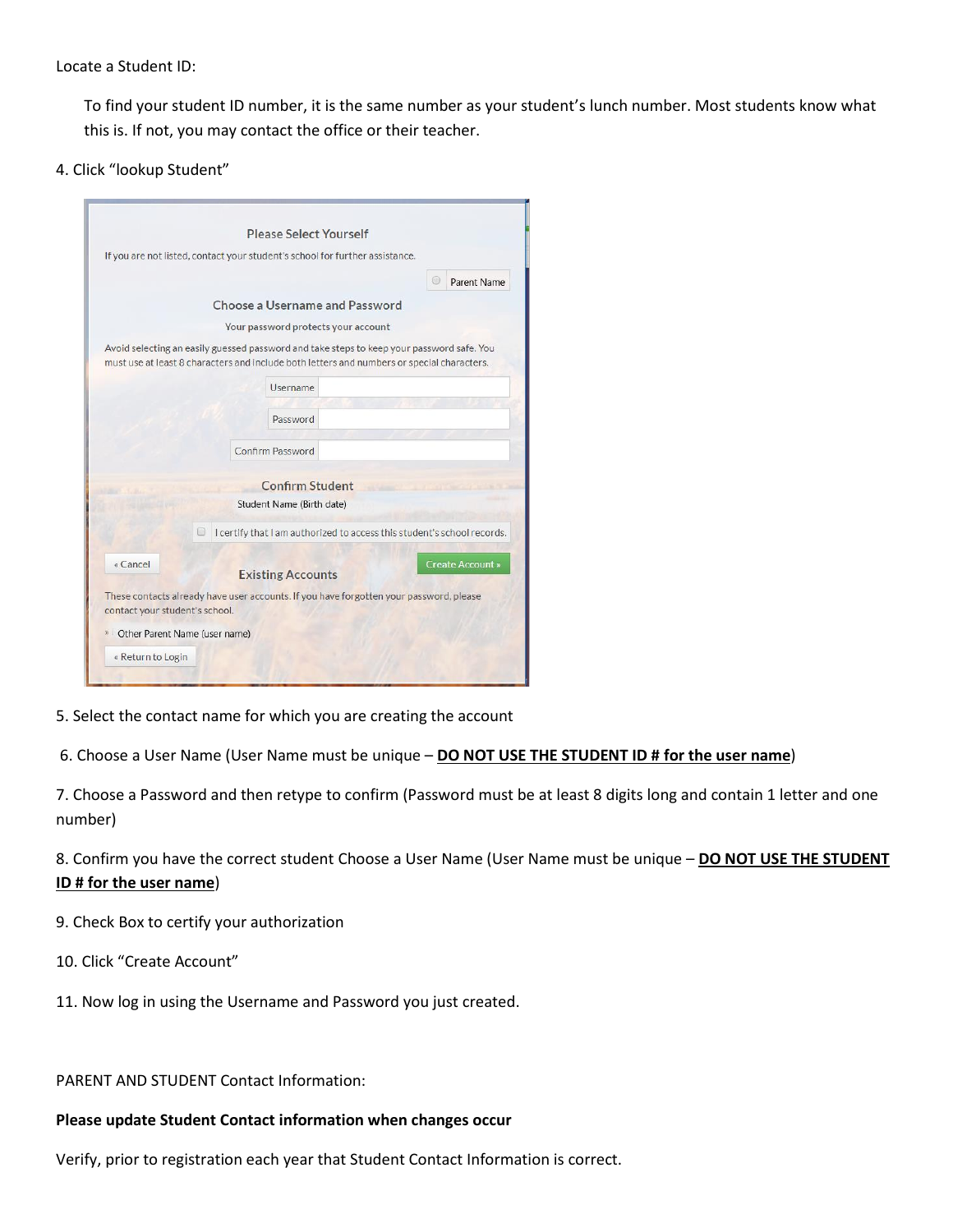Locate a Student ID:

To find your student ID number, it is the same number as your student's lunch number. Most students know what this is. If not, you may contact the office or their teacher.

4. Click "lookup Student"

Please Select Yourself

If you are not listed, contact your student's school for further assistance.

Parent Name

Choose a Username and Password

Your password protects your account

Avoid selecting an easily guessed password and take steps to keep your password safe. You must use at least 8 characters and include both letters and numbers or special characters.

Username

Password

Confirm Password

Confirm Student

Student Name (Birth date)

I certify that I am authorized to access this student's school records.

« Cancel

Create Account »

Existing Accounts

These contacts already have user accounts. If you have forgotten your password, please contact your student's school.

Other Parent Name (user name)

« Return to Login

5. Select the contact name for which you are creating the account

6. Choose a User Name (User Name must be unique – **DO NOT USE THE STUDENT ID # for the user name**)

7. Choose a Password and then retype to confirm (Password must be at least 8 digits long and contain 1 letter and one number)

8. Confirm you have the correct student Choose a User Name (User Name must be unique – **DO NOT USE THE STUDENT ID # for the user name**)

9. Check Box to certify your authorization

10. Click "Create Account"

11. Now log in using the Username and Password you just created.

PARENT AND STUDENT Contact Information:

**Please update Student Contact information when changes occur**

Verify, prior to registration each year that Student Contact Information is correct.